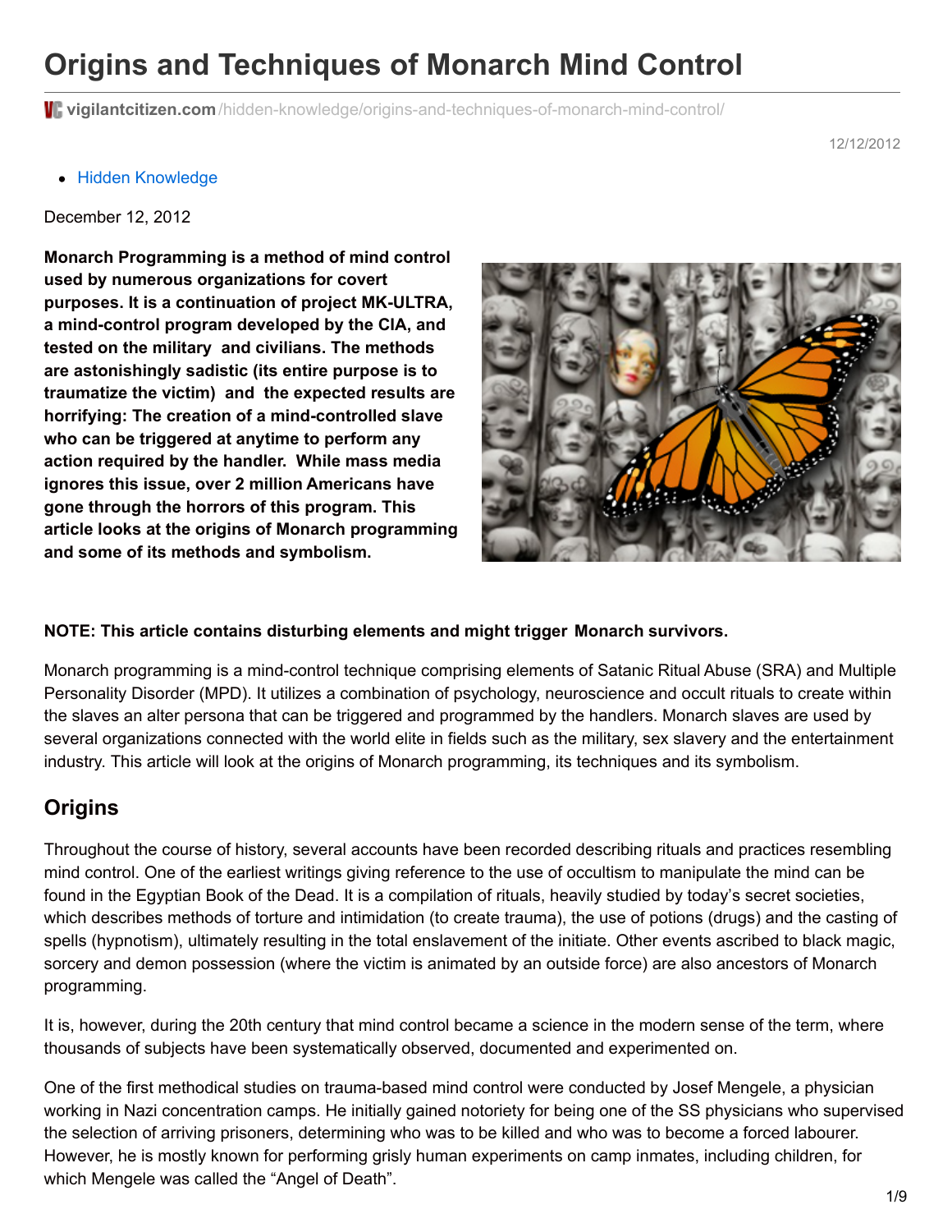# Origins and Techniques of Monarch Mind Control

vigilantcitizen.com/hidden-knowledge/origins-and-techniques-of-monarch-mind-control/

12/12/2012

- Hidden Knowledge

December 12, 2012

**Monarch Programming is a method of mind control used by numerous organizations for covert purposes. It is a continuation of project MK-ULTRA, a mind-control program developed by the CIA, and tested on the military and civilians. The methods are astonishingly sadistic (its entire purpose is to traumatize the victim) and the expected results are horrifying: The creation of a mind-controlled slave who can be triggered at anytime to perform any action required by the handler. While mass media ignores this issue, over 2 million Americans have gone through the horrors of this program. This article looks at the origins of Monarch programming and some of its methods and symbolism.**

**NOTE: This article contains disturbing elements and might trigger Monarch survivors.**

Monarch programming is a mind-control technique comprising elements of Satanic Ritual Abuse (SRA) and Multiple Personality Disorder (MPD). It utilizes a combination of psychology, neuroscience and occult rituals to create within the slaves an alter persona that can be triggered and programmed by the handlers. Monarch slaves are used by several organizations connected with the world elite in fields such as the military, sex slavery and the entertainment industry. This article will look at the origins of Monarch programming, its techniques and its symbolism.

## Origins

Throughout the course of history, several accounts have been recorded describing rituals and practices resembling mind control. One of the earliest writings giving reference to the use of occultism to manipulate the mind can be found in the Egyptian Book of the Dead. It is a compilation of rituals, heavily studied by today's secret societies, which describes methods of torture and intimidation (to create trauma), the use of potions (drugs) and the casting of spells (hypnotism), ultimately resulting in the total enslavement of the initiate. Other events ascribed to black magic, sorcery and demon possession (where the victim is animated by an outside force) are also ancestors of Monarch programming.

It is, however, during the 20th century that mind control became a science in the modern sense of the term, where thousands of subjects have been systematically observed, documented and experimented on.

One of the first methodical studies on trauma-based mind control were conducted by Josef Mengele, a physician working in Nazi concentration camps. He initially gained notoriety for being one of the SS physicians who supervised the selection of arriving prisoners, determining who was to be killed and who was to become a forced labourer. However, he is mostly known for performing grisly human experiments on camp inmates, including children, for which Mengele was called the "Angel of Death".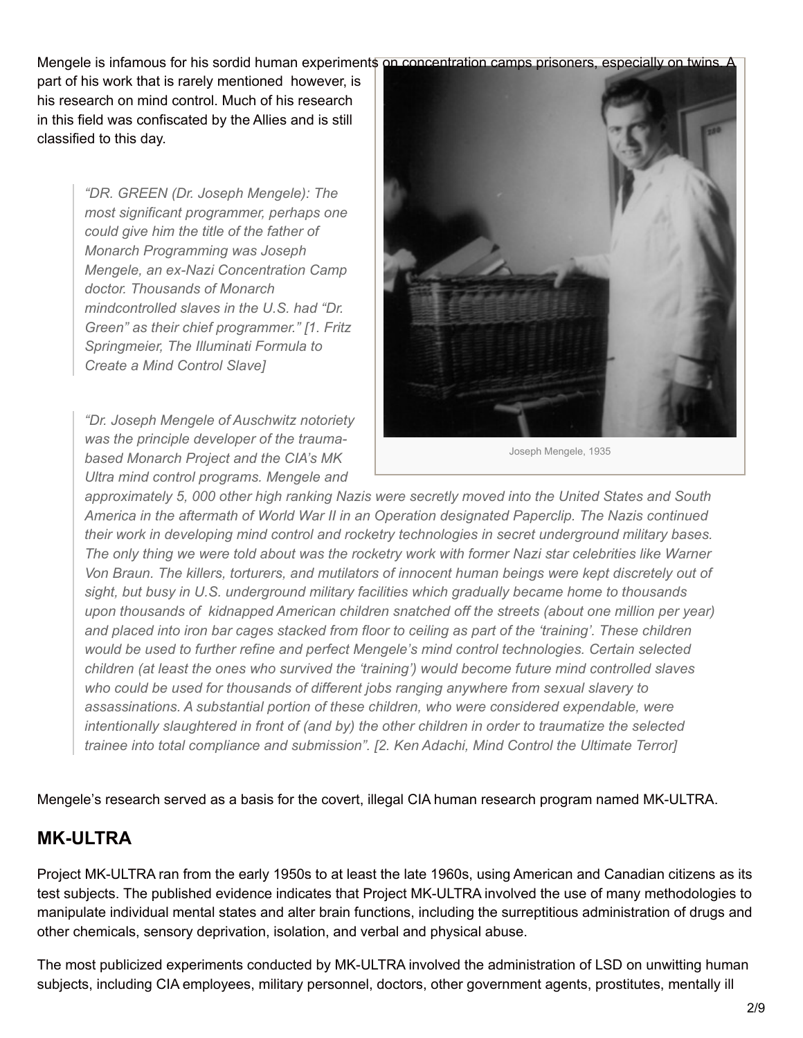Mengele is infamous for his sordid human experiments on concentration camps prisoners, especially on twins. A part of his work that is rarely mentioned however, is his research on mind control. Much of his research in this field was confiscated by the Allies and is still classified to this day.

> *"DR. GREEN (Dr. Joseph Mengele): The most significant programmer, perhaps one could give him the title of the father of Monarch Programming was Joseph Mengele, an ex-Nazi Concentration Camp doctor. Thousands of Monarch mindcontrolled slaves in the U.S. had "Dr. Green" as their chief programmer." [1. Fritz Springmeier, The Illuminati Formula to Create a Mind Control Slave]*

> *"Dr. Joseph Mengele of Auschwitz notoriety was the principle developer of the trauma-based Monarch Project and the CIA's MK Ultra mind control programs. Mengele and approximately 5, 000 other high ranking Nazis were secretly moved into the United States and South America in the aftermath of World War II in an Operation designated Paperclip. The Nazis continued their work in developing mind control and rocketry technologies in secret underground military bases. The only thing we were told about was the rocketry work with former Nazi star celebrities like Warner Von Braun. The killers, torturers, and mutilators of innocent human beings were kept discretely out of sight, but busy in U.S. underground military facilities which gradually became home to thousands upon thousands of kidnapped American children snatched off the streets (about one million per year) and placed into iron bar cages stacked from floor to ceiling as part of the 'training'. These children would be used to further refine and perfect Mengele's mind control technologies. Certain selected children (at least the ones who survived the 'training') would become future mind controlled slaves who could be used for thousands of different jobs ranging anywhere from sexual slavery to assassinations. A substantial portion of these children, who were considered expendable, were intentionally slaughtered in front of (and by) the other children in order to traumatize the selected trainee into total compliance and submission". [2. Ken Adachi, Mind Control the Ultimate Terror]*

Joseph Mengele, 1935

Mengele's research served as a basis for the covert, illegal CIA human research program named MK-ULTRA.

## MK-ULTRA

Project MK-ULTRA ran from the early 1950s to at least the late 1960s, using American and Canadian citizens as its test subjects. The published evidence indicates that Project MK-ULTRA involved the use of many methodologies to manipulate individual mental states and alter brain functions, including the surreptitious administration of drugs and other chemicals, sensory deprivation, isolation, and verbal and physical abuse.

The most publicized experiments conducted by MK-ULTRA involved the administration of LSD on unwitting human subjects, including CIA employees, military personnel, doctors, other government agents, prostitutes, mentally ill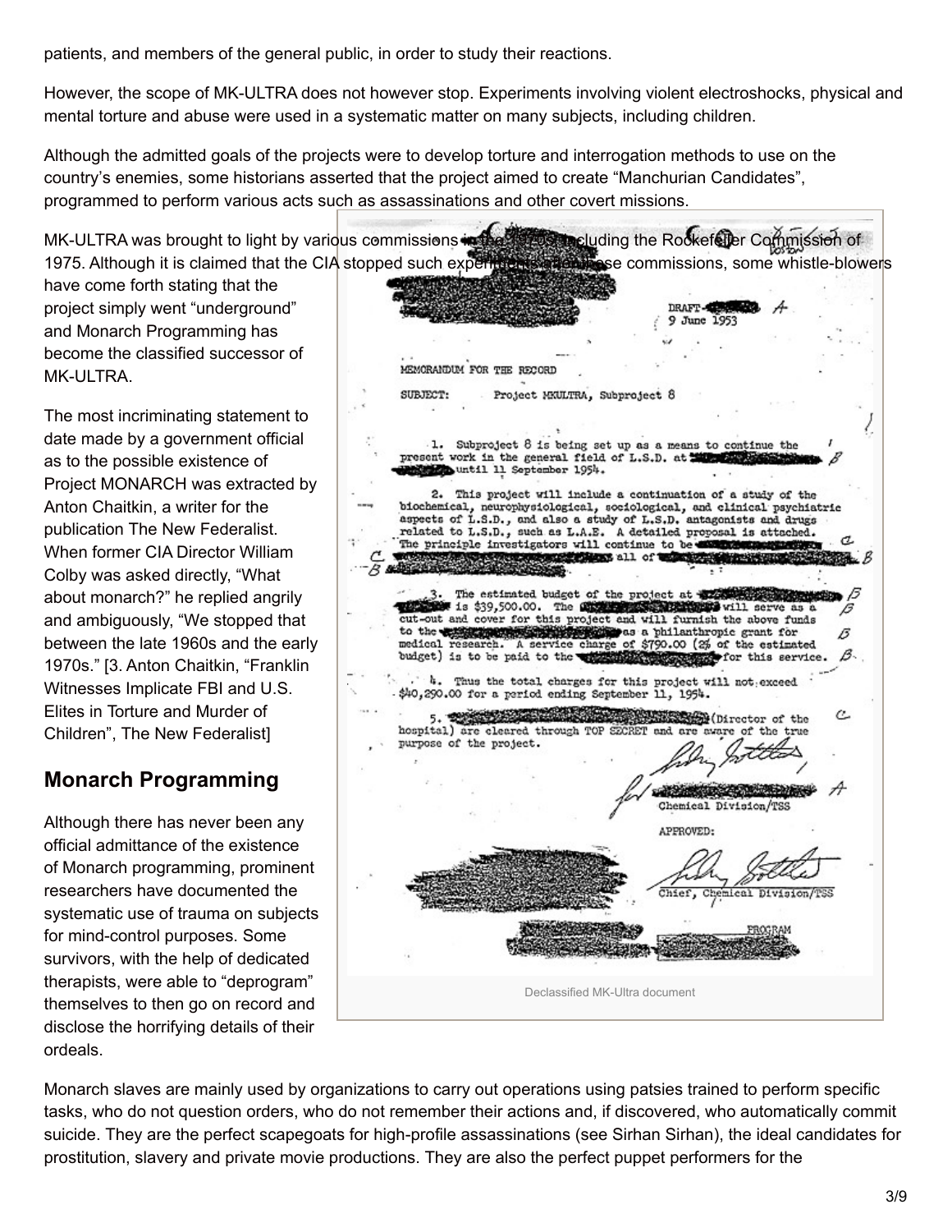patients, and members of the general public, in order to study their reactions.

However, the scope of MK-ULTRA does not however stop. Experiments involving violent electroshocks, physical and mental torture and abuse were used in a systematic matter on many subjects, including children.

Although the admitted goals of the projects were to develop torture and interrogation methods to use on the country's enemies, some historians asserted that the project aimed to create "Manchurian Candidates", programmed to perform various acts such as assassinations and other covert missions.

MK-ULTRA was brought to light by various commissions in the 1970s, including the Rockefeller Commission of 1975. Although it is claimed that the CIA stopped such experiments after these commissions, some whistle-blowers have come forth stating that the project simply went "underground" and Monarch Programming has become the classified successor of MK-ULTRA.

The most incriminating statement to date made by a government official as to the possible existence of Project MONARCH was extracted by Anton Chaitkin, a writer for the publication The New Federalist. When former CIA Director William Colby was asked directly, "What about monarch?" he replied angrily and ambiguously, "We stopped that between the late 1960s and the early 1970s." [3. Anton Chaitkin, "Franklin Witnesses Implicate FBI and U.S. Elites in Torture and Murder of Children", The New Federalist]

Declassified MK-Ultra document

## Monarch Programming

Although there has never been any official admittance of the existence of Monarch programming, prominent researchers have documented the systematic use of trauma on subjects for mind-control purposes. Some survivors, with the help of dedicated therapists, were able to "deprogram" themselves to then go on record and disclose the horrifying details of their ordeals.

Monarch slaves are mainly used by organizations to carry out operations using patsies trained to perform specific tasks, who do not question orders, who do not remember their actions and, if discovered, who automatically commit suicide. They are the perfect scapegoats for high-profile assassinations (see Sirhan Sirhan), the ideal candidates for prostitution, slavery and private movie productions. They are also the perfect puppet performers for the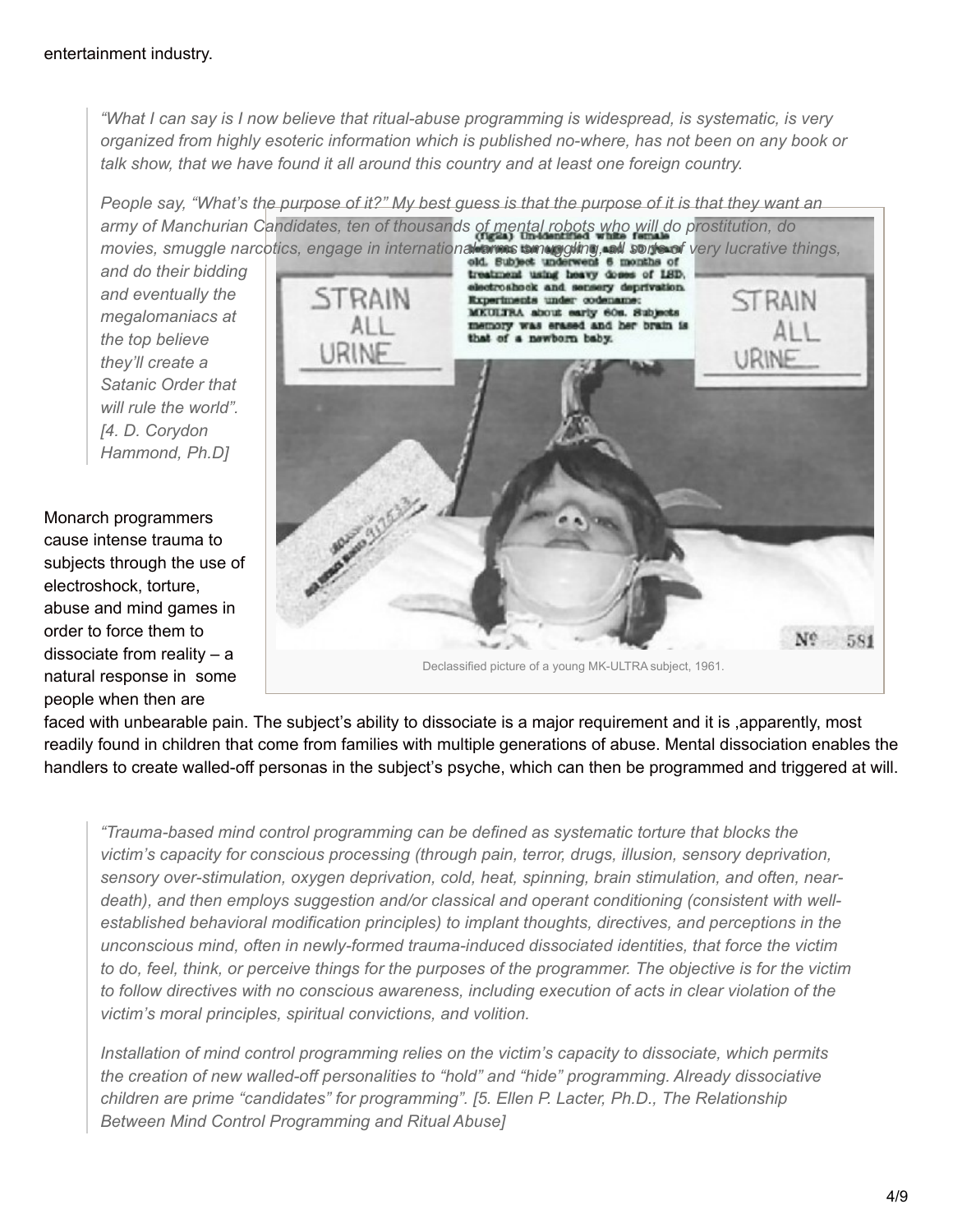entertainment industry.

> *"What I can say is I now believe that ritual-abuse programming is widespread, is systematic, is very organized from highly esoteric information which is published no-where, has not been on any book or talk show, that we have found it all around this country and at least one foreign country.*
>
> *People say, "What's the purpose of it?" My best guess is that the purpose of it is that they want an army of Manchurian Candidates, ten of thousands of mental robots who will do prostitution, do movies, smuggle narcotics, engage in international arms smuggling, all sorts of very lucrative things, and do their bidding and eventually the megalomaniacs at the top believe they'll create a Satanic Order that will rule the world". [4. D. Corydon Hammond, Ph.D]*

Declassified picture of a young MK-ULTRA subject, 1961.

Monarch programmers cause intense trauma to subjects through the use of electroshock, torture, abuse and mind games in order to force them to dissociate from reality – a natural response in some people when then are faced with unbearable pain. The subject's ability to dissociate is a major requirement and it is ,apparently, most readily found in children that come from families with multiple generations of abuse. Mental dissociation enables the handlers to create walled-off personas in the subject's psyche, which can then be programmed and triggered at will.

> *"Trauma-based mind control programming can be defined as systematic torture that blocks the victim's capacity for conscious processing (through pain, terror, drugs, illusion, sensory deprivation, sensory over-stimulation, oxygen deprivation, cold, heat, spinning, brain stimulation, and often, near-death), and then employs suggestion and/or classical and operant conditioning (consistent with well-established behavioral modification principles) to implant thoughts, directives, and perceptions in the unconscious mind, often in newly-formed trauma-induced dissociated identities, that force the victim to do, feel, think, or perceive things for the purposes of the programmer. The objective is for the victim to follow directives with no conscious awareness, including execution of acts in clear violation of the victim's moral principles, spiritual convictions, and volition.*
>
> *Installation of mind control programming relies on the victim's capacity to dissociate, which permits the creation of new walled-off personalities to "hold" and "hide" programming. Already dissociative children are prime "candidates" for programming". [5. Ellen P. Lacter, Ph.D., The Relationship Between Mind Control Programming and Ritual Abuse]*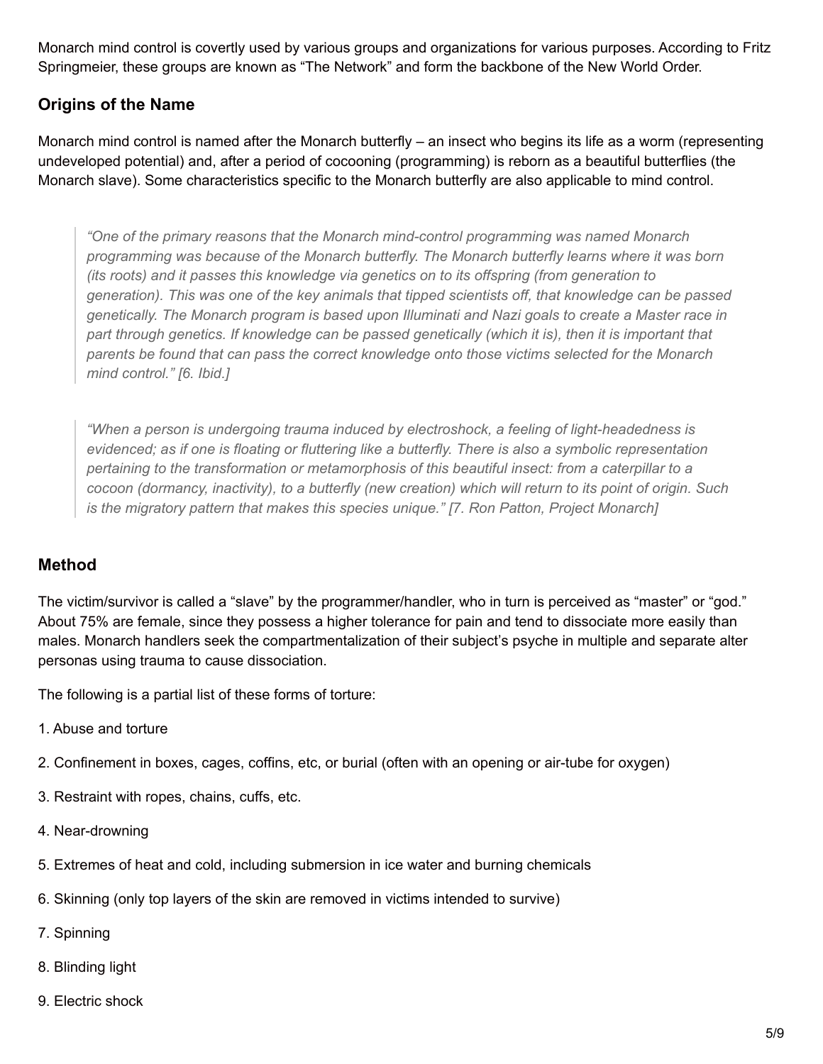Monarch mind control is covertly used by various groups and organizations for various purposes. According to Fritz Springmeier, these groups are known as "The Network" and form the backbone of the New World Order.

### Origins of the Name

Monarch mind control is named after the Monarch butterfly – an insect who begins its life as a worm (representing undeveloped potential) and, after a period of cocooning (programming) is reborn as a beautiful butterflies (the Monarch slave). Some characteristics specific to the Monarch butterfly are also applicable to mind control.

> *"One of the primary reasons that the Monarch mind-control programming was named Monarch programming was because of the Monarch butterfly. The Monarch butterfly learns where it was born (its roots) and it passes this knowledge via genetics on to its offspring (from generation to generation). This was one of the key animals that tipped scientists off, that knowledge can be passed genetically. The Monarch program is based upon Illuminati and Nazi goals to create a Master race in part through genetics. If knowledge can be passed genetically (which it is), then it is important that parents be found that can pass the correct knowledge onto those victims selected for the Monarch mind control." [6. Ibid.]*

> *"When a person is undergoing trauma induced by electroshock, a feeling of light-headedness is evidenced; as if one is floating or fluttering like a butterfly. There is also a symbolic representation pertaining to the transformation or metamorphosis of this beautiful insect: from a caterpillar to a cocoon (dormancy, inactivity), to a butterfly (new creation) which will return to its point of origin. Such is the migratory pattern that makes this species unique." [7. Ron Patton, Project Monarch]*

### Method

The victim/survivor is called a "slave" by the programmer/handler, who in turn is perceived as "master" or "god." About 75% are female, since they possess a higher tolerance for pain and tend to dissociate more easily than males. Monarch handlers seek the compartmentalization of their subject's psyche in multiple and separate alter personas using trauma to cause dissociation.

The following is a partial list of these forms of torture:

1. Abuse and torture
2. Confinement in boxes, cages, coffins, etc, or burial (often with an opening or air-tube for oxygen)
3. Restraint with ropes, chains, cuffs, etc.
4. Near-drowning
5. Extremes of heat and cold, including submersion in ice water and burning chemicals
6. Skinning (only top layers of the skin are removed in victims intended to survive)
7. Spinning
8. Blinding light
9. Electric shock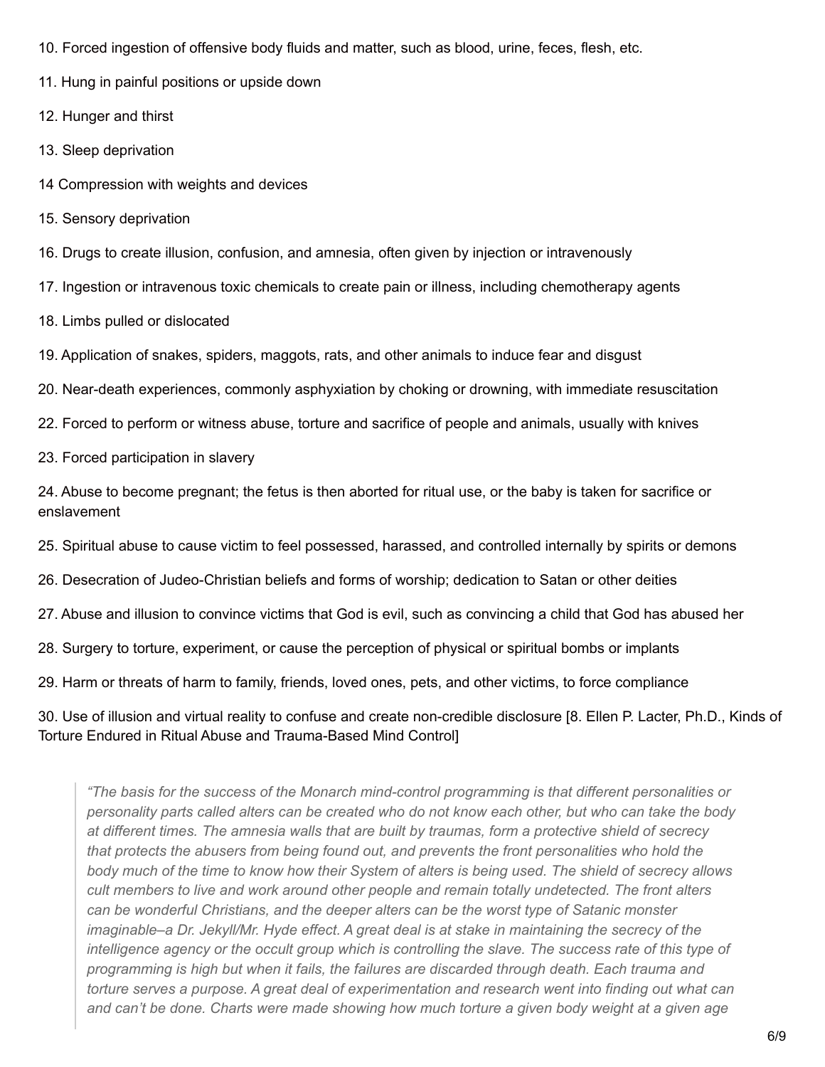10. Forced ingestion of offensive body fluids and matter, such as blood, urine, feces, flesh, etc.

11. Hung in painful positions or upside down

12. Hunger and thirst

13. Sleep deprivation

14 Compression with weights and devices

15. Sensory deprivation

16. Drugs to create illusion, confusion, and amnesia, often given by injection or intravenously

17. Ingestion or intravenous toxic chemicals to create pain or illness, including chemotherapy agents

18. Limbs pulled or dislocated

19. Application of snakes, spiders, maggots, rats, and other animals to induce fear and disgust

20. Near-death experiences, commonly asphyxiation by choking or drowning, with immediate resuscitation

22. Forced to perform or witness abuse, torture and sacrifice of people and animals, usually with knives

23. Forced participation in slavery

24. Abuse to become pregnant; the fetus is then aborted for ritual use, or the baby is taken for sacrifice or enslavement

25. Spiritual abuse to cause victim to feel possessed, harassed, and controlled internally by spirits or demons

26. Desecration of Judeo-Christian beliefs and forms of worship; dedication to Satan or other deities

27. Abuse and illusion to convince victims that God is evil, such as convincing a child that God has abused her

28. Surgery to torture, experiment, or cause the perception of physical or spiritual bombs or implants

29. Harm or threats of harm to family, friends, loved ones, pets, and other victims, to force compliance

30. Use of illusion and virtual reality to confuse and create non-credible disclosure [8. Ellen P. Lacter, Ph.D., Kinds of Torture Endured in Ritual Abuse and Trauma-Based Mind Control]

> *"The basis for the success of the Monarch mind-control programming is that different personalities or personality parts called alters can be created who do not know each other, but who can take the body at different times. The amnesia walls that are built by traumas, form a protective shield of secrecy that protects the abusers from being found out, and prevents the front personalities who hold the body much of the time to know how their System of alters is being used. The shield of secrecy allows cult members to live and work around other people and remain totally undetected. The front alters can be wonderful Christians, and the deeper alters can be the worst type of Satanic monster imaginable–a Dr. Jekyll/Mr. Hyde effect. A great deal is at stake in maintaining the secrecy of the intelligence agency or the occult group which is controlling the slave. The success rate of this type of programming is high but when it fails, the failures are discarded through death. Each trauma and torture serves a purpose. A great deal of experimentation and research went into finding out what can and can't be done. Charts were made showing how much torture a given body weight at a given age*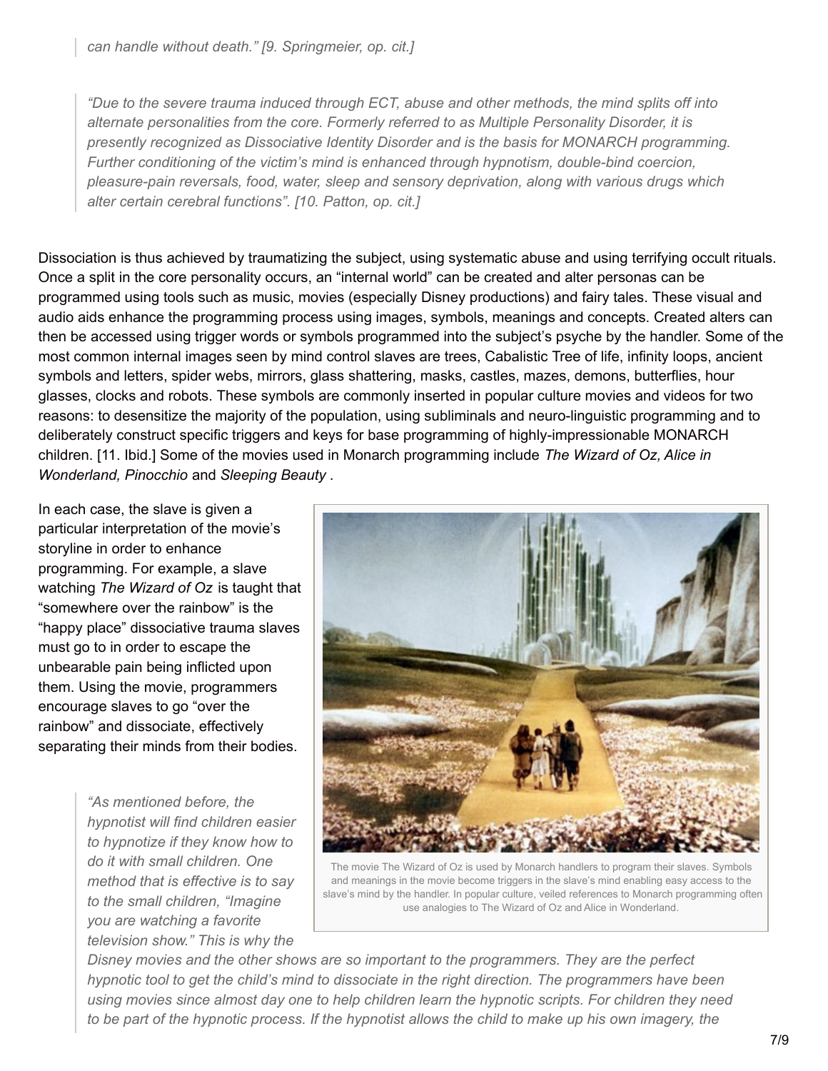> *can handle without death." [9. Springmeier, op. cit.]*

> *"Due to the severe trauma induced through ECT, abuse and other methods, the mind splits off into alternate personalities from the core. Formerly referred to as Multiple Personality Disorder, it is presently recognized as Dissociative Identity Disorder and is the basis for MONARCH programming. Further conditioning of the victim's mind is enhanced through hypnotism, double-bind coercion, pleasure-pain reversals, food, water, sleep and sensory deprivation, along with various drugs which alter certain cerebral functions". [10. Patton, op. cit.]*

Dissociation is thus achieved by traumatizing the subject, using systematic abuse and using terrifying occult rituals. Once a split in the core personality occurs, an "internal world" can be created and alter personas can be programmed using tools such as music, movies (especially Disney productions) and fairy tales. These visual and audio aids enhance the programming process using images, symbols, meanings and concepts. Created alters can then be accessed using trigger words or symbols programmed into the subject's psyche by the handler. Some of the most common internal images seen by mind control slaves are trees, Cabalistic Tree of life, infinity loops, ancient symbols and letters, spider webs, mirrors, glass shattering, masks, castles, mazes, demons, butterflies, hour glasses, clocks and robots. These symbols are commonly inserted in popular culture movies and videos for two reasons: to desensitize the majority of the population, using subliminals and neuro-linguistic programming and to deliberately construct specific triggers and keys for base programming of highly-impressionable MONARCH children. [11. Ibid.] Some of the movies used in Monarch programming include *The Wizard of Oz, Alice in Wonderland, Pinocchio* and *Sleeping Beauty* .

In each case, the slave is given a particular interpretation of the movie's storyline in order to enhance programming. For example, a slave watching *The Wizard of Oz* is taught that "somewhere over the rainbow" is the "happy place" dissociative trauma slaves must go to in order to escape the unbearable pain being inflicted upon them. Using the movie, programmers encourage slaves to go "over the rainbow" and dissociate, effectively separating their minds from their bodies.

The movie The Wizard of Oz is used by Monarch handlers to program their slaves. Symbols and meanings in the movie become triggers in the slave's mind enabling easy access to the slave's mind by the handler. In popular culture, veiled references to Monarch programming often use analogies to The Wizard of Oz and Alice in Wonderland.

> *"As mentioned before, the hypnotist will find children easier to hypnotize if they know how to do it with small children. One method that is effective is to say to the small children, "Imagine you are watching a favorite television show." This is why the Disney movies and the other shows are so important to the programmers. They are the perfect hypnotic tool to get the child's mind to dissociate in the right direction. The programmers have been using movies since almost day one to help children learn the hypnotic scripts. For children they need to be part of the hypnotic process. If the hypnotist allows the child to make up his own imagery, the*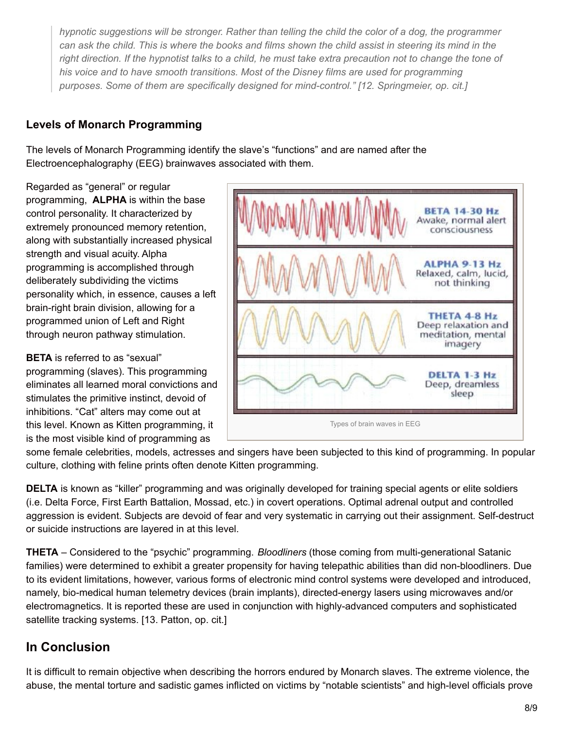> *hypnotic suggestions will be stronger. Rather than telling the child the color of a dog, the programmer can ask the child. This is where the books and films shown the child assist in steering its mind in the right direction. If the hypnotist talks to a child, he must take extra precaution not to change the tone of his voice and to have smooth transitions. Most of the Disney films are used for programming purposes. Some of them are specifically designed for mind-control." [12. Springmeier, op. cit.]*

### Levels of Monarch Programming

The levels of Monarch Programming identify the slave's "functions" and are named after the Electroencephalography (EEG) brainwaves associated with them.

Regarded as "general" or regular programming, **ALPHA** is within the base control personality. It characterized by extremely pronounced memory retention, along with substantially increased physical strength and visual acuity. Alpha programming is accomplished through deliberately subdividing the victims personality which, in essence, causes a left brain-right brain division, allowing for a programmed union of Left and Right through neuron pathway stimulation.

BETA 14-30 Hz
Awake, normal alert consciousness

ALPHA 9-13 Hz
Relaxed, calm, lucid, not thinking

THETA 4-8 Hz
Deep relaxation and meditation, mental imagery

DELTA 1-3 Hz
Deep, dreamless sleep

Types of brain waves in EEG

**BETA** is referred to as "sexual" programming (slaves). This programming eliminates all learned moral convictions and stimulates the primitive instinct, devoid of inhibitions. "Cat" alters may come out at this level. Known as Kitten programming, it is the most visible kind of programming as some female celebrities, models, actresses and singers have been subjected to this kind of programming. In popular culture, clothing with feline prints often denote Kitten programming.

**DELTA** is known as "killer" programming and was originally developed for training special agents or elite soldiers (i.e. Delta Force, First Earth Battalion, Mossad, etc.) in covert operations. Optimal adrenal output and controlled aggression is evident. Subjects are devoid of fear and very systematic in carrying out their assignment. Self-destruct or suicide instructions are layered in at this level.

**THETA** – Considered to the "psychic" programming. *Bloodliners* (those coming from multi-generational Satanic families) were determined to exhibit a greater propensity for having telepathic abilities than did non-bloodliners. Due to its evident limitations, however, various forms of electronic mind control systems were developed and introduced, namely, bio-medical human telemetry devices (brain implants), directed-energy lasers using microwaves and/or electromagnetics. It is reported these are used in conjunction with highly-advanced computers and sophisticated satellite tracking systems. [13. Patton, op. cit.]

## In Conclusion

It is difficult to remain objective when describing the horrors endured by Monarch slaves. The extreme violence, the abuse, the mental torture and sadistic games inflicted on victims by "notable scientists" and high-level officials prove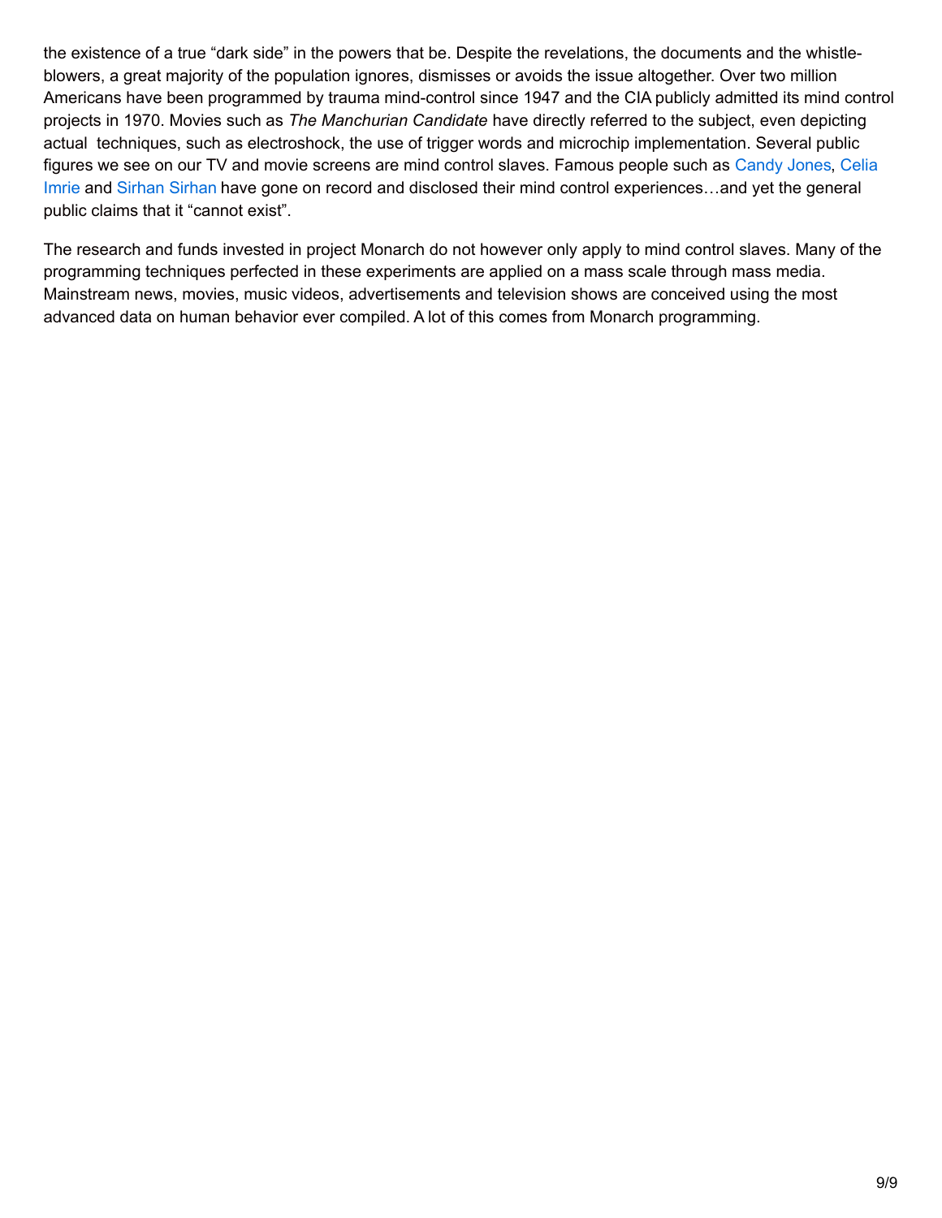the existence of a true "dark side" in the powers that be. Despite the revelations, the documents and the whistle-blowers, a great majority of the population ignores, dismisses or avoids the issue altogether. Over two million Americans have been programmed by trauma mind-control since 1947 and the CIA publicly admitted its mind control projects in 1970. Movies such as *The Manchurian Candidate* have directly referred to the subject, even depicting actual techniques, such as electroshock, the use of trigger words and microchip implementation. Several public figures we see on our TV and movie screens are mind control slaves. Famous people such as Candy Jones, Celia Imrie and Sirhan Sirhan have gone on record and disclosed their mind control experiences…and yet the general public claims that it "cannot exist".

The research and funds invested in project Monarch do not however only apply to mind control slaves. Many of the programming techniques perfected in these experiments are applied on a mass scale through mass media. Mainstream news, movies, music videos, advertisements and television shows are conceived using the most advanced data on human behavior ever compiled. A lot of this comes from Monarch programming.